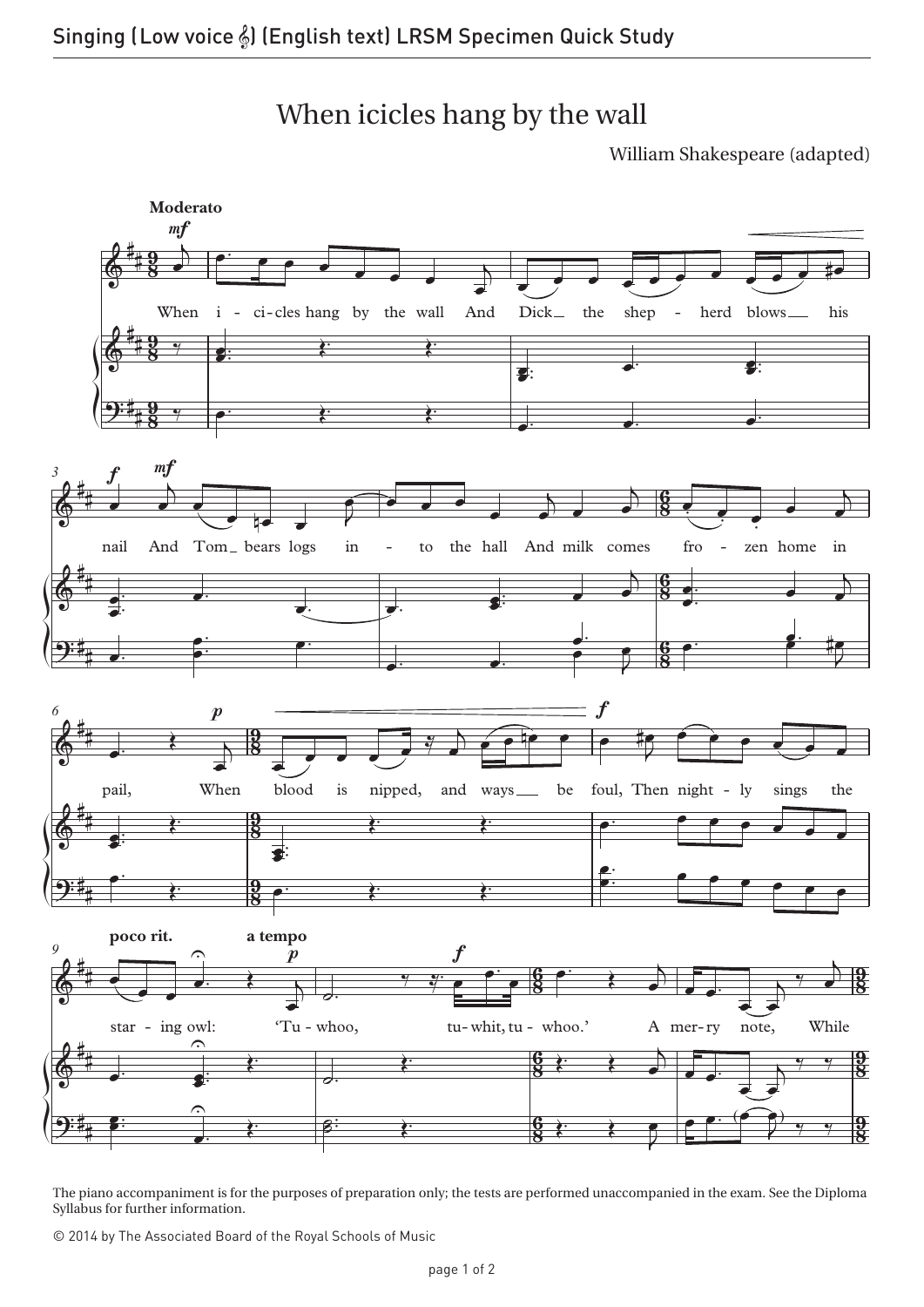# When icicles hang by the wall

William Shakespeare (adapted)

The piano accompaniment is for the purposes of preparation only; the tests are performed unaccompanied in the exam. See the Diploma Syllabus for further information.

© 2014 by The Associated Board of the Royal Schools of Music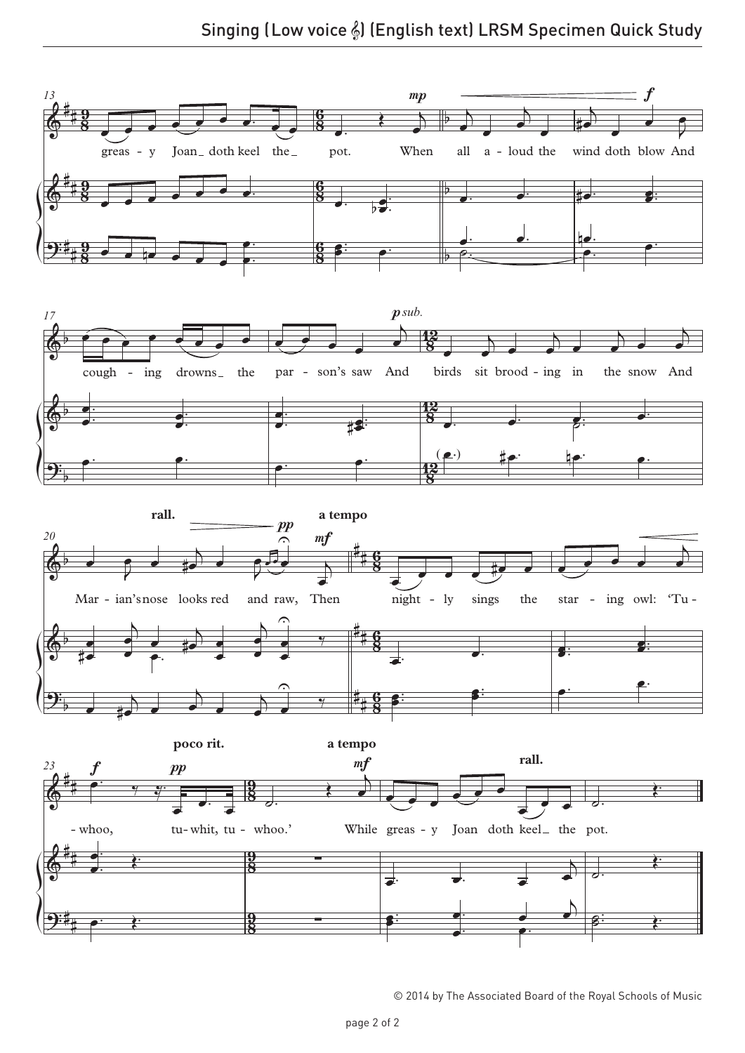greas - y Joan doth keel the pot. When all a - loud the wind doth blow And

cough - ing drowns the par - son's saw And birds sit brood - ing in the snow And

Mar - ian's nose looks red and raw, Then night - ly sings the star - ing owl: 'Tu -

- whoo, tu- whit, tu - whoo.' While greas - y Joan doth keel the pot.

© 2014 by The Associated Board of the Royal Schools of Music